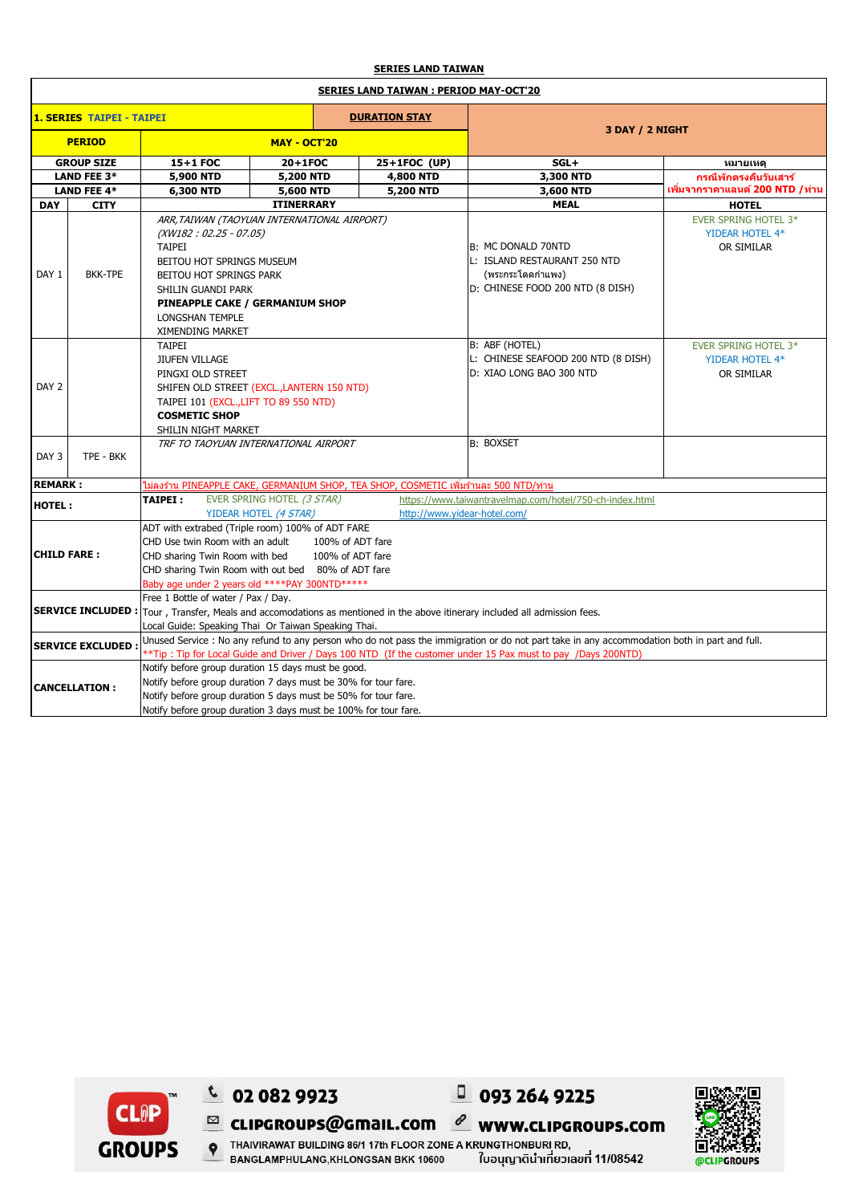**SERIES LAND TAIWAN**

**SERIES LAND TAIWAN : PERIOD MAY-OCT'20**

| **1. SERIES TAIPEI - TAIPEI** | | | **DURATION STAY** | **3 DAY / 2 NIGHT** | |
|---|---|---|---|---|---|
| **PERIOD** | **MAY - OCT'20** | | | | |
| **GROUP SIZE** | **15+1 FOC** | **20+1FOC** | **25+1FOC (UP)** | **SGL+** | **หมายเหตุ** |
| **LAND FEE 3*** | **5,900 NTD** | **5,200 NTD** | **4,800 NTD** | **3,300 NTD** | **กรณีพักตรงคืนวันเสาร์ เพิ่มจากราคาแลนด์ 200 NTD / ท่าน** |
| **LAND FEE 4*** | **6,300 NTD** | **5,600 NTD** | **5,200 NTD** | **3,600 NTD** | |

| DAY | CITY | ITINERRARY | MEAL | HOTEL |
|---|---|---|---|---|
| DAY 1 | BKK-TPE | *ARR,TAIWAN (TAOYUAN INTERNATIONAL AIRPORT)*<br>*(XW182 : 02.25 - 07.05)*<br>TAIPEI<br>BEITOU HOT SPRINGS MUSEUM<br>BEITOU HOT SPRINGS PARK<br>SHILIN GUANDI PARK<br>**PINEAPPLE CAKE / GERMANIUM SHOP**<br>LONGSHAN TEMPLE<br>XIMENDING MARKET | B: MC DONALD 70NTD<br>L: ISLAND RESTAURANT 250 NTD (พระกระโดดกำแพง)<br>D: CHINESE FOOD 200 NTD (8 DISH) | EVER SPRING HOTEL 3*<br>YIDEAR HOTEL 4*<br>OR SIMILAR |
| DAY 2 | | TAIPEI<br>JIUFEN VILLAGE<br>PINGXI OLD STREET<br>SHIFEN OLD STREET (EXCL.,LANTERN 150 NTD)<br>TAIPEI 101 (EXCL.,LIFT TO 89 550 NTD)<br>**COSMETIC SHOP**<br>SHILIN NIGHT MARKET | B: ABF (HOTEL)<br>L: CHINESE SEAFOOD 200 NTD (8 DISH)<br>D: XIAO LONG BAO 300 NTD | EVER SPRING HOTEL 3*<br>YIDEAR HOTEL 4*<br>OR SIMILAR |
| DAY 3 | TPE - BKK | *TRF TO TAOYUAN INTERNATIONAL AIRPORT* | B: BOXSET | |

| | |
|---|---|
| **REMARK :** | ไม่ลงร้าน PINEAPPLE CAKE, GERMANIUM SHOP, TEA SHOP, COSMETIC เพิ่มร้านละ 500 NTD/ท่าน |
| **HOTEL :** | **TAIPEI :** EVER SPRING HOTEL *(3 STAR)* https://www.taiwantravelmap.com/hotel/750-ch-index.html<br>YIDEAR HOTEL *(4 STAR)* http://www.yidear-hotel.com/ |
| **CHILD FARE :** | ADT with extrabed (Triple room) 100% of ADT FARE<br>CHD Use twin Room with an adult 100% of ADT fare<br>CHD sharing Twin Room with bed 100% of ADT fare<br>CHD sharing Twin Room with out bed 80% of ADT fare<br>Baby age under 2 years old ****PAY 300NTD***** |
| **SERVICE INCLUDED :** | Free 1 Bottle of water / Pax / Day.<br>Tour , Transfer, Meals and accomodations as mentioned in the above itinerary included all admission fees.<br>Local Guide: Speaking Thai Or Taiwan Speaking Thai. |
| **SERVICE EXCLUDED :** | Unused Service : No any refund to any person who do not pass the immigration or do not part take in any accommodation both in part and full.<br>**Tip : Tip for Local Guide and Driver / Days 100 NTD (If the customer under 15 Pax must to pay /Days 200NTD) |
| **CANCELLATION :** | Notify before group duration 15 days must be good.<br>Notify before group duration 7 days must be 30% for tour fare.<br>Notify before group duration 5 days must be 50% for tour fare.<br>Notify before group duration 3 days must be 100% for tour fare. |

CLIP GROUPS

02 082 9923 | 093 264 9225

clipgroups@gmail.com | www.clipgroups.com

THAIVIRAWAT BUILDING 86/1 17th FLOOR ZONE A KRUNGTHONBURI RD, BANGLAMPHULANG,KHLONGSAN BKK 10600

ใบอนุญาตินำเที่ยวเลขที่ 11/08542

@CLIPGROUPS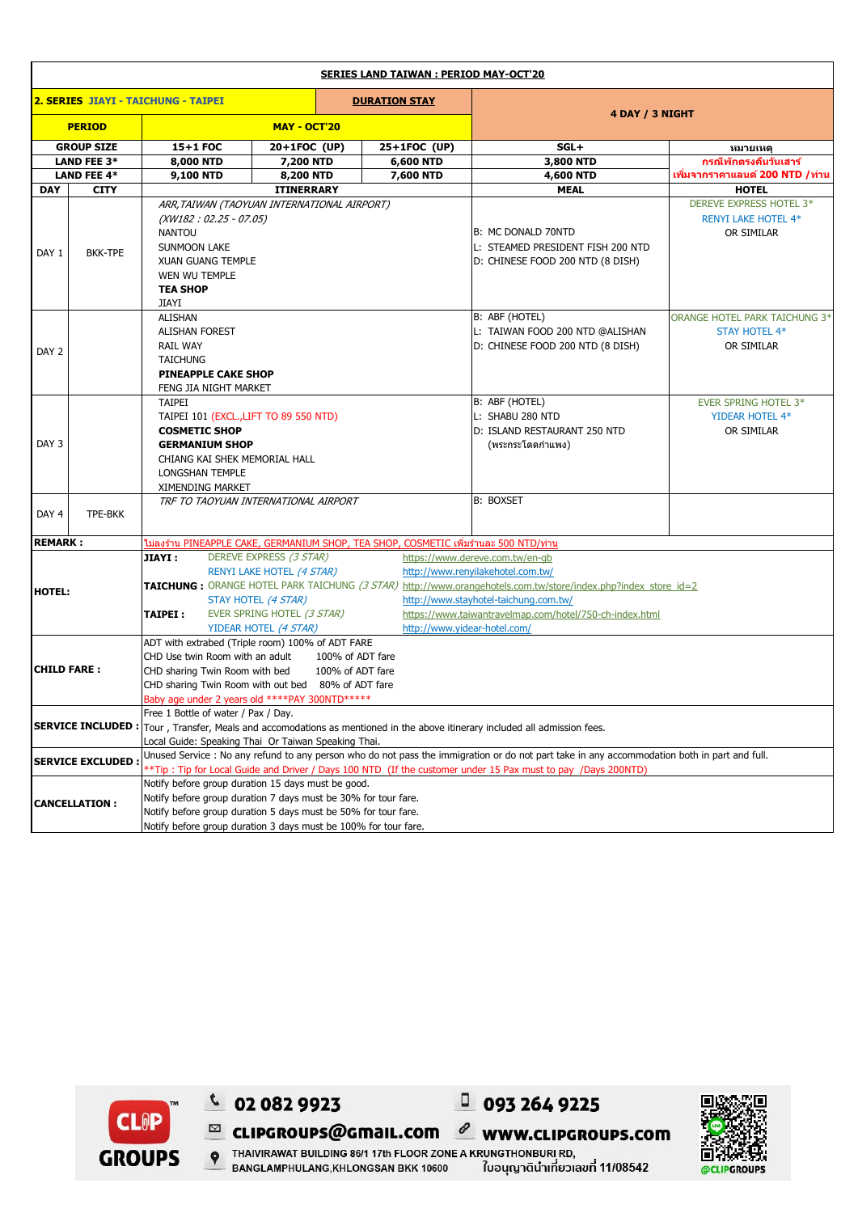**SERIES LAND TAIWAN : PERIOD MAY-OCT'20**

| **2. SERIES JIAYI - TAICHUNG - TAIPEI** | | **DURATION STAY** | | **4 DAY / 3 NIGHT** | |
|---|---|---|---|---|---|
| **PERIOD** | **MAY - OCT'20** | | | | |
| **GROUP SIZE** | **15+1 FOC** | **20+1FOC (UP)** | **25+1FOC (UP)** | **SGL+** | **หมายเหตุ** |
| **LAND FEE 3*** | **8,000 NTD** | **7,200 NTD** | **6,600 NTD** | **3,800 NTD** | กรณีพักตรงคืนวันเสาร์ |
| **LAND FEE 4*** | **9,100 NTD** | **8,200 NTD** | **7,600 NTD** | **4,600 NTD** | เพิ่มจากราคาแลนด์ **200 NTD** / ท่าน |

| DAY | CITY | ITINERRARY | MEAL | HOTEL |
|---|---|---|---|---|
| DAY 1 | BKK-TPE | *ARR,TAIWAN (TAOYUAN INTERNATIONAL AIRPORT)*<br>*(XW182 : 02.25 - 07.05)*<br>NANTOU<br>SUNMOON LAKE<br>XUAN GUANG TEMPLE<br>WEN WU TEMPLE<br>**TEA SHOP**<br>JIAYI | B: MC DONALD 70NTD<br>L: STEAMED PRESIDENT FISH 200 NTD<br>D: CHINESE FOOD 200 NTD (8 DISH) | DEREVE EXPRESS HOTEL 3*<br>RENYI LAKE HOTEL 4*<br>OR SIMILAR |
| DAY 2 | | ALISHAN<br>ALISHAN FOREST<br>RAIL WAY<br>TAICHUNG<br>**PINEAPPLE CAKE SHOP**<br>FENG JIA NIGHT MARKET | B: ABF (HOTEL)<br>L: TAIWAN FOOD 200 NTD @ALISHAN<br>D: CHINESE FOOD 200 NTD (8 DISH) | ORANGE HOTEL PARK TAICHUNG 3*<br>STAY HOTEL 4*<br>OR SIMILAR |
| DAY 3 | | TAIPEI<br>TAIPEI 101 (EXCL.,LIFT TO 89 550 NTD)<br>**COSMETIC SHOP**<br>**GERMANIUM SHOP**<br>CHIANG KAI SHEK MEMORIAL HALL<br>LONGSHAN TEMPLE<br>XIMENDING MARKET | B: ABF (HOTEL)<br>L: SHABU 280 NTD<br>D: ISLAND RESTAURANT 250 NTD<br>(พระกระโดดกำแพง) | EVER SPRING HOTEL 3*<br>YIDEAR HOTEL 4*<br>OR SIMILAR |
| DAY 4 | TPE-BKK | *TRF TO TAOYUAN INTERNATIONAL AIRPORT* | B: BOXSET | |

| | |
|---|---|
| **REMARK :** | ไม่ลงร้าน PINEAPPLE CAKE, GERMANIUM SHOP, TEA SHOP, COSMETIC เพิ่มร้านละ 500 NTD/ท่าน |
| **HOTEL:** | **JIAYI :** DEREVE EXPRESS *(3 STAR)* https://www.dereve.com.tw/en-gb<br>RENYI LAKE HOTEL *(4 STAR)* http://www.renyilakehotel.com.tw/<br>**TAICHUNG :** ORANGE HOTEL PARK TAICHUNG *(3 STAR)* http://www.orangehotels.com.tw/store/index.php?index_store_id=2<br>STAY HOTEL *(4 STAR)* http://www.stayhotel-taichung.com.tw/<br>**TAIPEI :** EVER SPRING HOTEL *(3 STAR)* https://www.taiwantravelmap.com/hotel/750-ch-index.html<br>YIDEAR HOTEL *(4 STAR)* http://www.yidear-hotel.com/ |
| **CHILD FARE :** | ADT with extrabed (Triple room) 100% of ADT FARE<br>CHD Use twin Room with an adult 100% of ADT fare<br>CHD sharing Twin Room with bed 100% of ADT fare<br>CHD sharing Twin Room with out bed 80% of ADT fare<br>Baby age under 2 years old ****PAY 300NTD***** |
| **SERVICE INCLUDED :** | Free 1 Bottle of water / Pax / Day.<br>Tour , Transfer, Meals and accomodations as mentioned in the above itinerary included all admission fees.<br>Local Guide: Speaking Thai Or Taiwan Speaking Thai. |
| **SERVICE EXCLUDED :** | Unused Service : No any refund to any person who do not pass the immigration or do not part take in any accommodation both in part and full.<br>**Tip : Tip for Local Guide and Driver / Days 100 NTD (If the customer under 15 Pax must to pay /Days 200NTD) |
| **CANCELLATION :** | Notify before group duration 15 days must be good.<br>Notify before group duration 7 days must be 30% for tour fare.<br>Notify before group duration 5 days must be 50% for tour fare.<br>Notify before group duration 3 days must be 100% for tour fare. |

CLIP GROUPS
02 082 9923 | 093 264 9225
clipgroups@gmail.com | www.clipgroups.com
THAIVIRAWAT BUILDING 86/1 17th FLOOR ZONE A KRUNGTHONBURI RD, BANGLAMPHULANG,KHLONGSAN BKK 10600
ใบอนุญาตินำเที่ยวเลขที่ 11/08542
@CLIPGROUPS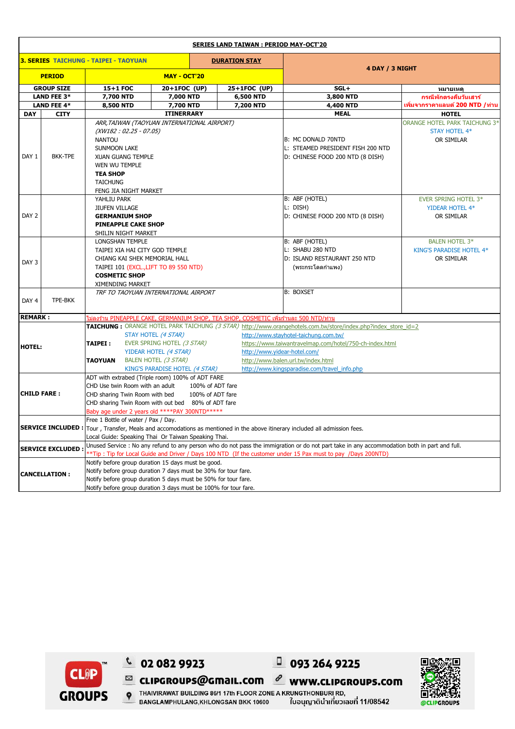**SERIES LAND TAIWAN : PERIOD MAY-OCT'20**

| 3. SERIES TAICHUNG - TAIPEI - TAOYUAN | | | | DURATION STAY | 4 DAY / 3 NIGHT | |
|---|---|---|---|---|---|---|
| PERIOD | | MAY - OCT'20 | | | | |
| GROUP SIZE | | 15+1 FOC | 20+1FOC (UP) | 25+1FOC (UP) | SGL+ | หมายเหตุ |
| LAND FEE 3* | | 7,700 NTD | 7,000 NTD | 6,500 NTD | 3,800 NTD | กรณีพักตรงคืนวันเสาร์ เพิ่มจากราคาแลนด์ 200 NTD / ท่าน |
| LAND FEE 4* | | 8,500 NTD | 7,700 NTD | 7,200 NTD | 4,400 NTD | |

| DAY | CITY | ITINERRARY | MEAL | HOTEL |
|---|---|---|---|---|
| DAY 1 | BKK-TPE | *ARR,TAIWAN (TAOYUAN INTERNATIONAL AIRPORT)*<br>*(XW182 : 02.25 - 07.05)*<br>NANTOU<br>SUNMOON LAKE<br>XUAN GUANG TEMPLE<br>WEN WU TEMPLE<br>**TEA SHOP**<br>TAICHUNG<br>FENG JIA NIGHT MARKET | B: MC DONALD 70NTD<br>L: STEAMED PRESIDENT FISH 200 NTD<br>D: CHINESE FOOD 200 NTD (8 DISH) | ORANGE HOTEL PARK TAICHUNG 3*<br>STAY HOTEL 4*<br>OR SIMILAR |
| DAY 2 | | YAHLIU PARK<br>JIUFEN VILLAGE<br>**GERMANIUM SHOP**<br>**PINEAPPLE CAKE SHOP**<br>SHILIN NIGHT MARKET | B: ABF (HOTEL)<br>L: DISH)<br>D: CHINESE FOOD 200 NTD (8 DISH) | EVER SPRING HOTEL 3*<br>YIDEAR HOTEL 4*<br>OR SIMILAR |
| DAY 3 | | LONGSHAN TEMPLE<br>TAIPEI XIA HAI CITY GOD TEMPLE<br>CHIANG KAI SHEK MEMORIAL HALL<br>TAIPEI 101 (EXCL.,LIFT TO 89 550 NTD)<br>**COSMETIC SHOP**<br>XIMENDING MARKET | B: ABF (HOTEL)<br>L: SHABU 280 NTD<br>D: ISLAND RESTAURANT 250 NTD<br>(พระกระโดดกำแพง) | BALEN HOTEL 3*<br>KING'S PARADISE HOTEL 4*<br>OR SIMILAR |
| DAY 4 | TPE-BKK | *TRF TO TAOYUAN INTERNATIONAL AIRPORT* | B: BOXSET | |

| | |
|---|---|
| **REMARK :** | ไม่ลงร้าน PINEAPPLE CAKE, GERMANIUM SHOP, TEA SHOP, COSMETIC เพิ่มร้านละ 500 NTD/ท่าน |
| **HOTEL:** | **TAICHUNG :** ORANGE HOTEL PARK TAICHUNG *(3 STAR)* http://www.orangehotels.com.tw/store/index.php?index_store_id=2<br>STAY HOTEL *(4 STAR)* http://www.stayhotel-taichung.com.tw/<br>**TAIPEI :** EVER SPRING HOTEL *(3 STAR)* https://www.taiwantravelmap.com/hotel/750-ch-index.html<br>YIDEAR HOTEL *(4 STAR)* http://www.yidear-hotel.com/<br>**TAOYUAN** BALEN HOTEL *(3 STAR)* http://www.balen.url.tw/index.html<br>KING'S PARADISE HOTEL *(4 STAR)* http://www.kingsparadise.com/travel_info.php |
| **CHILD FARE :** | ADT with extrabed (Triple room) 100% of ADT FARE<br>CHD Use twin Room with an adult 100% of ADT fare<br>CHD sharing Twin Room with bed 100% of ADT fare<br>CHD sharing Twin Room with out bed 80% of ADT fare<br>Baby age under 2 years old ****PAY 300NTD***** |
| **SERVICE INCLUDED :** | Free 1 Bottle of water / Pax / Day.<br>Tour , Transfer, Meals and accomodations as mentioned in the above itinerary included all admission fees.<br>Local Guide: Speaking Thai Or Taiwan Speaking Thai. |
| **SERVICE EXCLUDED :** | Unused Service : No any refund to any person who do not pass the immigration or do not part take in any accommodation both in part and full.<br>**Tip : Tip for Local Guide and Driver / Days 100 NTD (If the customer under 15 Pax must to pay /Days 200NTD) |
| **CANCELLATION :** | Notify before group duration 15 days must be group.<br>Notify before group duration 7 days must be 30% for tour fare.<br>Notify before group duration 5 days must be 50% for tour fare.<br>Notify before group duration 3 days must be 100% for tour fare. |

CLIP GROUPS

02 082 9923 | 093 264 9225

CLIPGROUPS@GMAIL.COM | WWW.CLIPGROUPS.COM

THAIVIRAWAT BUILDING 86/1 17th FLOOR ZONE A KRUNGTHONBURI RD, BANGLAMPHULANG,KHLONGSAN BKK 10600

ใบอนุญาตินำเที่ยวเลขที่ 11/08542

@CLIPGROUPS